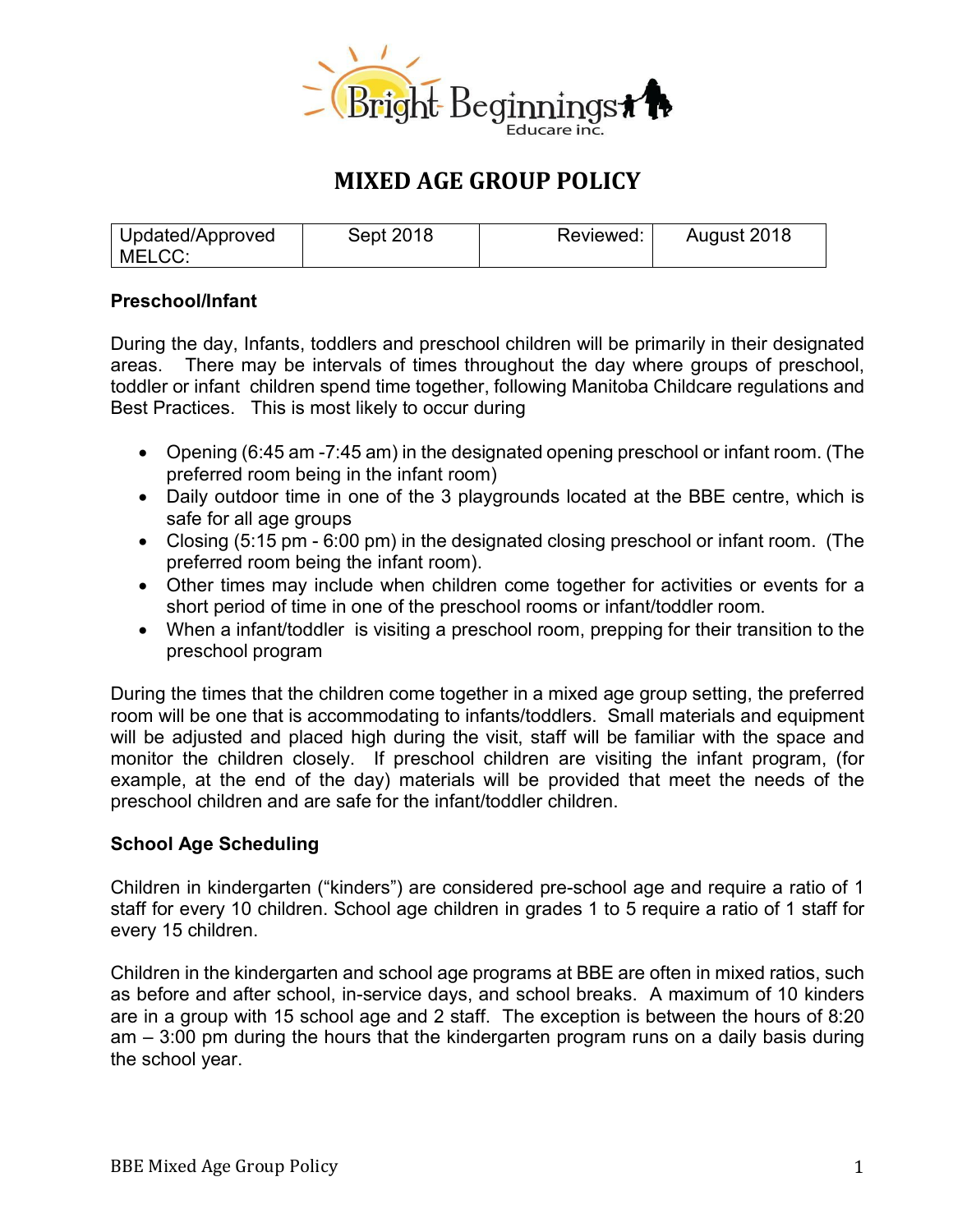Bright Beginnings Educare inc.

# MIXED AGE GROUP POLICY

| Updated/Approved MELCC: | Sept 2018 | Reviewed: | August 2018 |
|---|---|---|---|

**Preschool/Infant**

During the day, Infants, toddlers and preschool children will be primarily in their designated areas. There may be intervals of times throughout the day where groups of preschool, toddler or infant children spend time together, following Manitoba Childcare regulations and Best Practices. This is most likely to occur during

- Opening (6:45 am -7:45 am) in the designated opening preschool or infant room. (The preferred room being in the infant room)
- Daily outdoor time in one of the 3 playgrounds located at the BBE centre, which is safe for all age groups
- Closing (5:15 pm - 6:00 pm) in the designated closing preschool or infant room. (The preferred room being the infant room).
- Other times may include when children come together for activities or events for a short period of time in one of the preschool rooms or infant/toddler room.
- When a infant/toddler is visiting a preschool room, prepping for their transition to the preschool program

During the times that the children come together in a mixed age group setting, the preferred room will be one that is accommodating to infants/toddlers. Small materials and equipment will be adjusted and placed high during the visit, staff will be familiar with the space and monitor the children closely. If preschool children are visiting the infant program, (for example, at the end of the day) materials will be provided that meet the needs of the preschool children and are safe for the infant/toddler children.

**School Age Scheduling**

Children in kindergarten ("kinders") are considered pre-school age and require a ratio of 1 staff for every 10 children. School age children in grades 1 to 5 require a ratio of 1 staff for every 15 children.

Children in the kindergarten and school age programs at BBE are often in mixed ratios, such as before and after school, in-service days, and school breaks. A maximum of 10 kinders are in a group with 15 school age and 2 staff. The exception is between the hours of 8:20 am – 3:00 pm during the hours that the kindergarten program runs on a daily basis during the school year.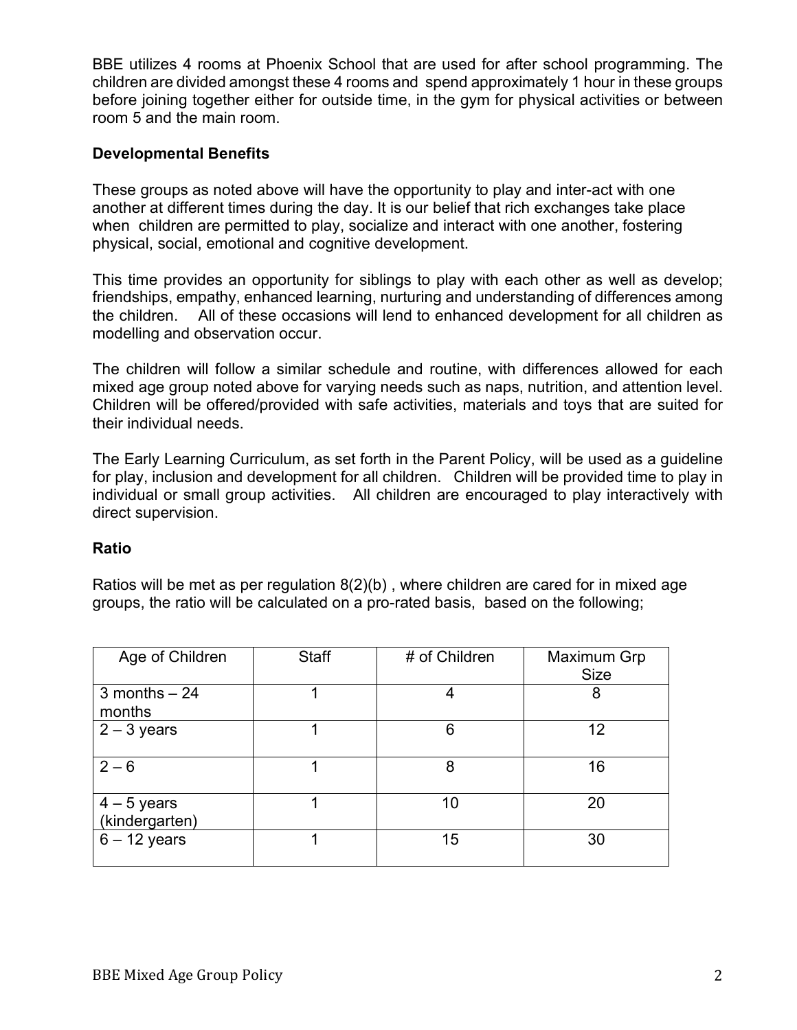BBE utilizes 4 rooms at Phoenix School that are used for after school programming. The children are divided amongst these 4 rooms and spend approximately 1 hour in these groups before joining together either for outside time, in the gym for physical activities or between room 5 and the main room.

**Developmental Benefits**

These groups as noted above will have the opportunity to play and inter-act with one another at different times during the day. It is our belief that rich exchanges take place when children are permitted to play, socialize and interact with one another, fostering physical, social, emotional and cognitive development.

This time provides an opportunity for siblings to play with each other as well as develop; friendships, empathy, enhanced learning, nurturing and understanding of differences among the children. All of these occasions will lend to enhanced development for all children as modelling and observation occur.

The children will follow a similar schedule and routine, with differences allowed for each mixed age group noted above for varying needs such as naps, nutrition, and attention level. Children will be offered/provided with safe activities, materials and toys that are suited for their individual needs.

The Early Learning Curriculum, as set forth in the Parent Policy, will be used as a guideline for play, inclusion and development for all children. Children will be provided time to play in individual or small group activities. All children are encouraged to play interactively with direct supervision.

**Ratio**

Ratios will be met as per regulation 8(2)(b) , where children are cared for in mixed age groups, the ratio will be calculated on a pro-rated basis, based on the following;

| Age of Children | Staff | # of Children | Maximum Grp Size |
|---|---|---|---|
| 3 months – 24 months | 1 | 4 | 8 |
| 2 – 3 years | 1 | 6 | 12 |
| 2 – 6 | 1 | 8 | 16 |
| 4 – 5 years (kindergarten) | 1 | 10 | 20 |
| 6 – 12 years | 1 | 15 | 30 |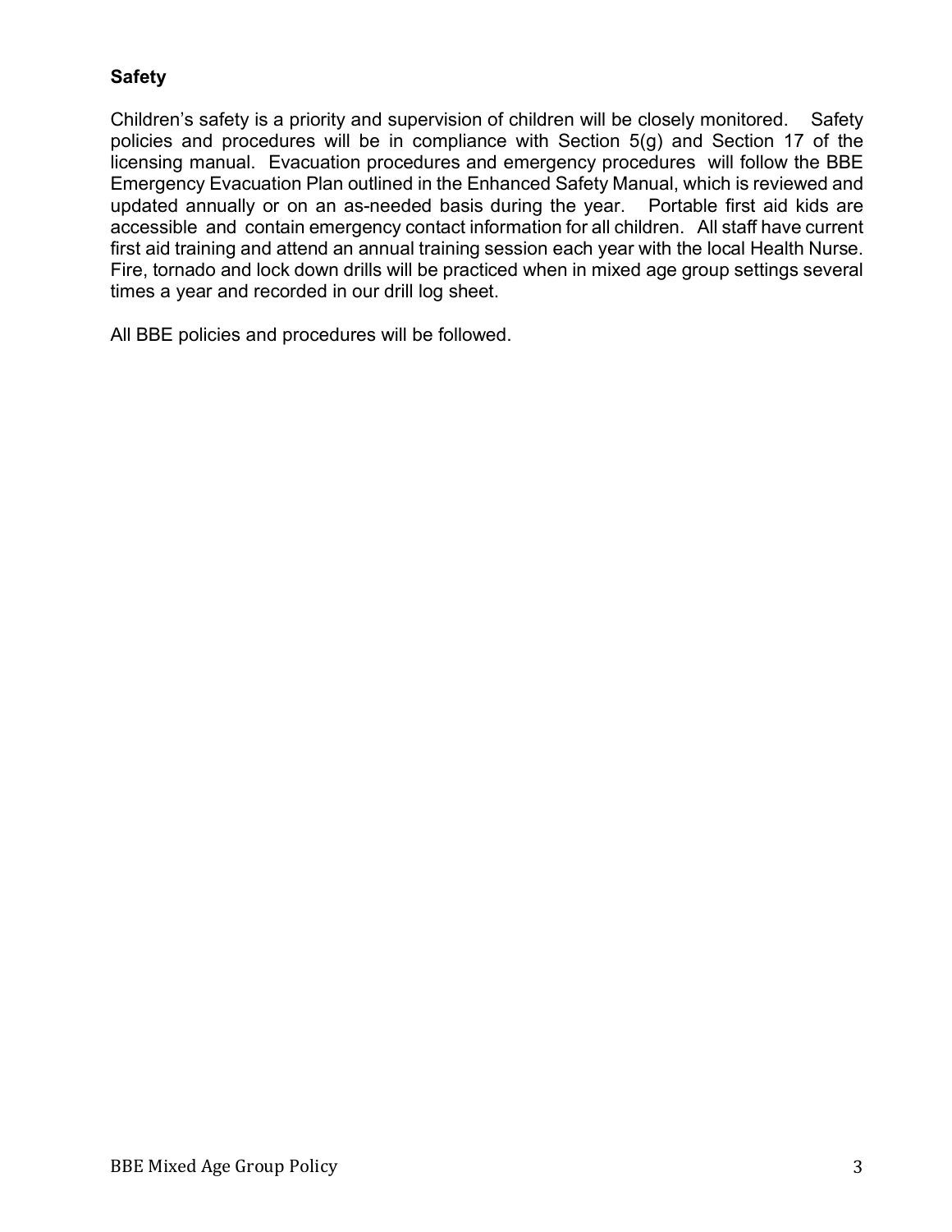**Safety**

Children's safety is a priority and supervision of children will be closely monitored. Safety policies and procedures will be in compliance with Section 5(g) and Section 17 of the licensing manual. Evacuation procedures and emergency procedures will follow the BBE Emergency Evacuation Plan outlined in the Enhanced Safety Manual, which is reviewed and updated annually or on an as-needed basis during the year. Portable first aid kids are accessible and contain emergency contact information for all children. All staff have current first aid training and attend an annual training session each year with the local Health Nurse. Fire, tornado and lock down drills will be practiced when in mixed age group settings several times a year and recorded in our drill log sheet.

All BBE policies and procedures will be followed.